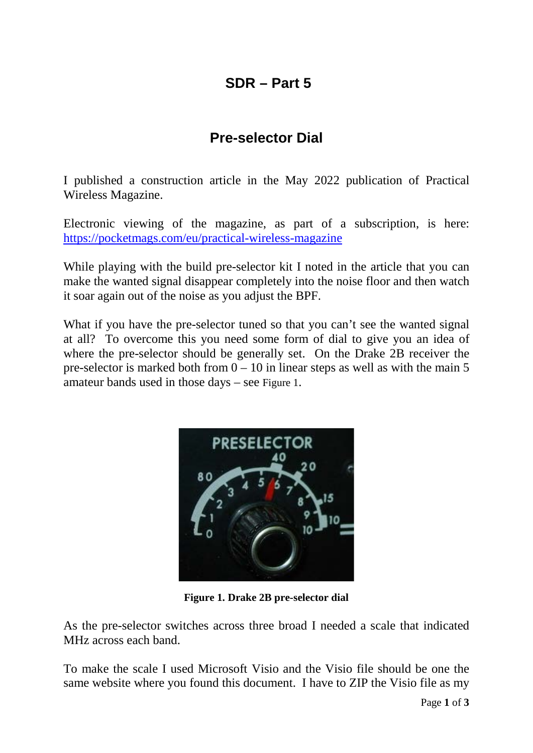# SDR – Part 5

## Pre-selector Dial

I published a construction article in the May 2022 publication of Practical Wireless Magazine.

Electronic viewing of the magazine, as part of a subscription, is here: [https://pocketmags.com/eu/practical-wireless-magazine](https://pocketmags.com/eu/practical-wireless-magazine)

While playing with the build pre-selector kit I noted in the article that you can make the wanted signal disappear completely into the noise floor and then watch it soar again out of the noise as you adjust the BPF.

What if you have the pre-selector tuned so that you can't see the wanted signal at all? To overcome this you need some form of dial to give you an idea of where the pre-selector should be generally set. On the Drake 2B receiver the pre-selector is marked both from 0 – 10 in linear steps as well as with the main 5 amateur bands used in those days – see Figure 1.

**Figure 1. Drake 2B pre-selector dial**

As the pre-selector switches across three broad I needed a scale that indicated MHz across each band.

To make the scale I used Microsoft Visio and the Visio file should be one the same website where you found this document. I have to ZIP the Visio file as my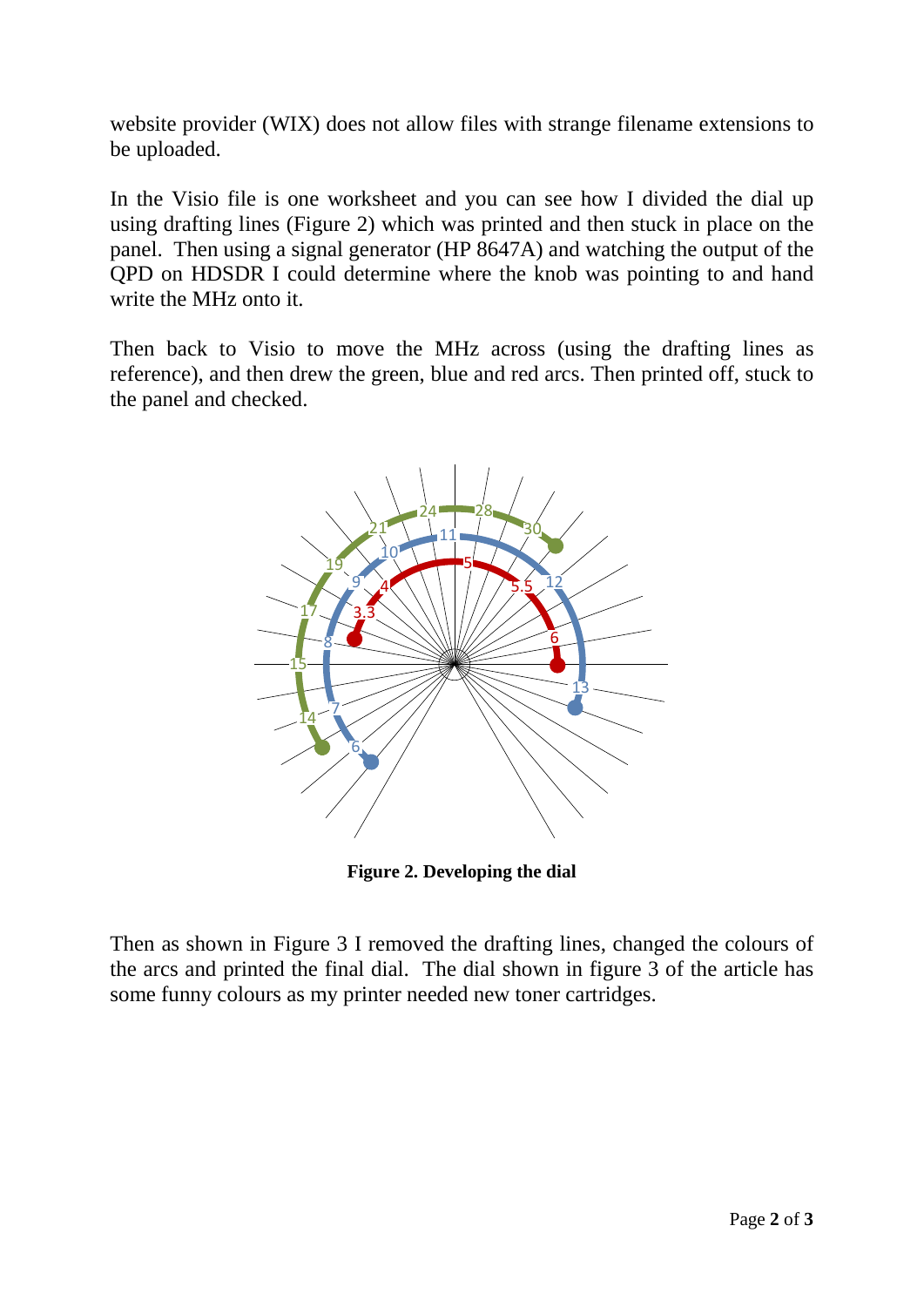website provider (WIX) does not allow files with strange filename extensions to be uploaded.

In the Visio file is one worksheet and you can see how I divided the dial up using drafting lines (Figure 2) which was printed and then stuck in place on the panel. Then using a signal generator (HP 8647A) and watching the output of the QPD on HDSDR I could determine where the knob was pointing to and hand write the MHz onto it.

Then back to Visio to move the MHz across (using the drafting lines as reference), and then drew the green, blue and red arcs. Then printed off, stuck to the panel and checked.

**Figure 2. Developing the dial**

Then as shown in Figure 3 I removed the drafting lines, changed the colours of the arcs and printed the final dial. The dial shown in figure 3 of the article has some funny colours as my printer needed new toner cartridges.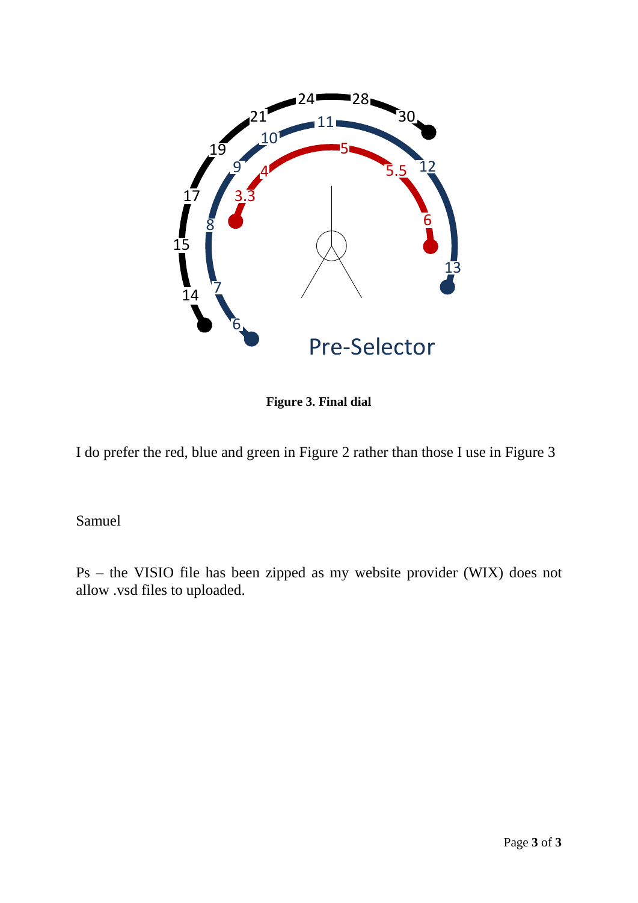24 28
21 30
19
17
15
14
11
10
9
8
7
6
12
13
5
4
3.3
5.5
6
Pre-Selector

**Figure 3. Final dial**

I do prefer the red, blue and green in Figure 2 rather than those I use in Figure 3

Samuel

Ps – the VISIO file has been zipped as my website provider (WIX) does not allow .vsd files to uploaded.